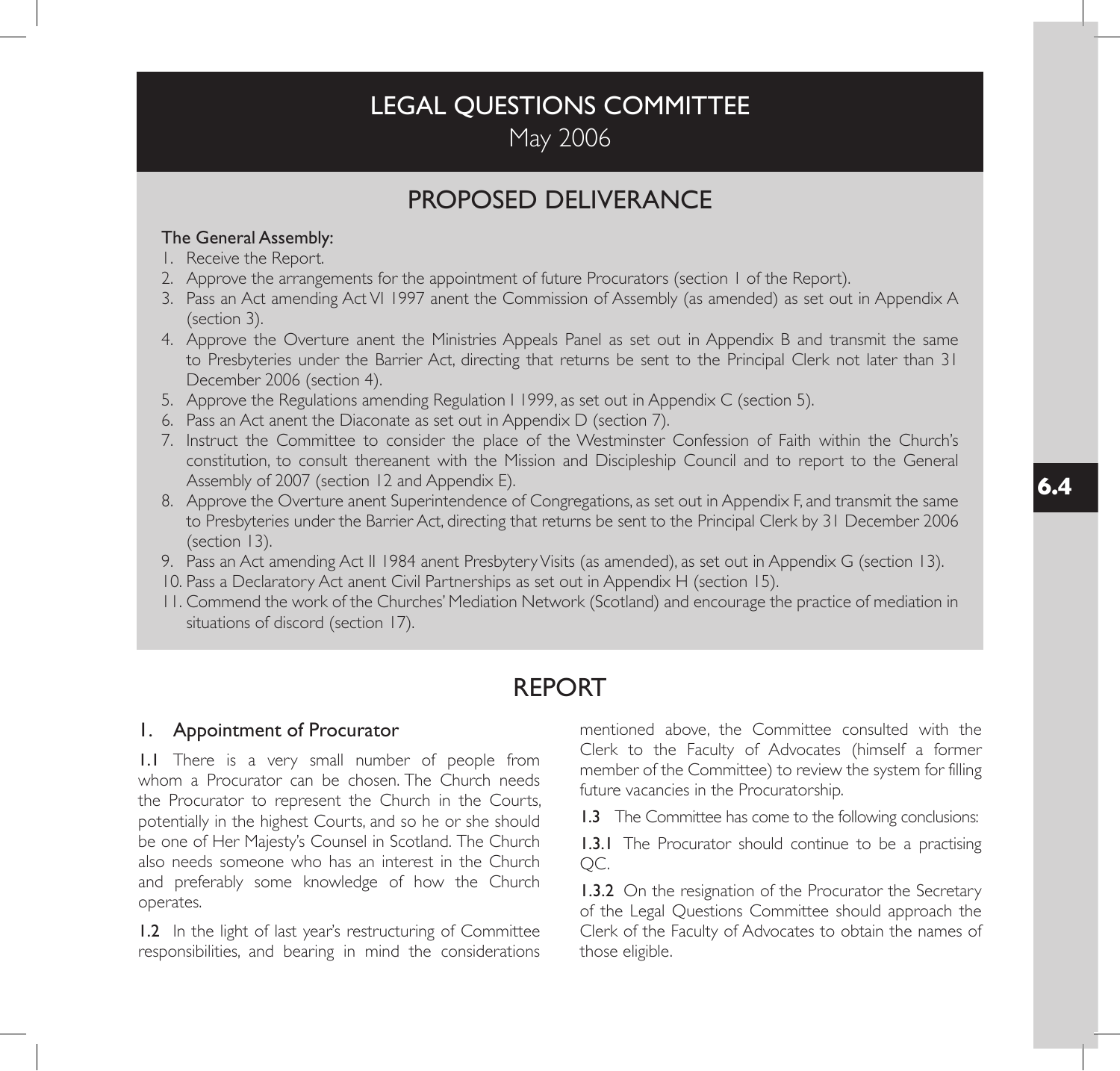# LEGAL QUESTIONS COMMITTEE

May 2006

## PROPOSED DELIVERANCE

The General Assembly:

1. Receive the Report.
2. Approve the arrangements for the appointment of future Procurators (section 1 of the Report).
3. Pass an Act amending Act VI 1997 anent the Commission of Assembly (as amended) as set out in Appendix A (section 3).
4. Approve the Overture anent the Ministries Appeals Panel as set out in Appendix B and transmit the same to Presbyteries under the Barrier Act, directing that returns be sent to the Principal Clerk not later than 31 December 2006 (section 4).
5. Approve the Regulations amending Regulation I 1999, as set out in Appendix C (section 5).
6. Pass an Act anent the Diaconate as set out in Appendix D (section 7).
7. Instruct the Committee to consider the place of the Westminster Confession of Faith within the Church's constitution, to consult thereanent with the Mission and Discipleship Council and to report to the General Assembly of 2007 (section 12 and Appendix E).
8. Approve the Overture anent Superintendence of Congregations, as set out in Appendix F, and transmit the same to Presbyteries under the Barrier Act, directing that returns be sent to the Principal Clerk by 31 December 2006 (section 13).
9. Pass an Act amending Act II 1984 anent Presbytery Visits (as amended), as set out in Appendix G (section 13).
10. Pass a Declaratory Act anent Civil Partnerships as set out in Appendix H (section 15).
11. Commend the work of the Churches' Mediation Network (Scotland) and encourage the practice of mediation in situations of discord (section 17).

## REPORT

### 1. Appointment of Procurator

**1.1** There is a very small number of people from whom a Procurator can be chosen. The Church needs the Procurator to represent the Church in the Courts, potentially in the highest Courts, and so he or she should be one of Her Majesty's Counsel in Scotland. The Church also needs someone who has an interest in the Church and preferably some knowledge of how the Church operates.

**1.2** In the light of last year's restructuring of Committee responsibilities, and bearing in mind the considerations mentioned above, the Committee consulted with the Clerk to the Faculty of Advocates (himself a former member of the Committee) to review the system for filling future vacancies in the Procuratorship.

**1.3** The Committee has come to the following conclusions:

**1.3.1** The Procurator should continue to be a practising QC.

**1.3.2** On the resignation of the Procurator the Secretary of the Legal Questions Committee should approach the Clerk of the Faculty of Advocates to obtain the names of those eligible.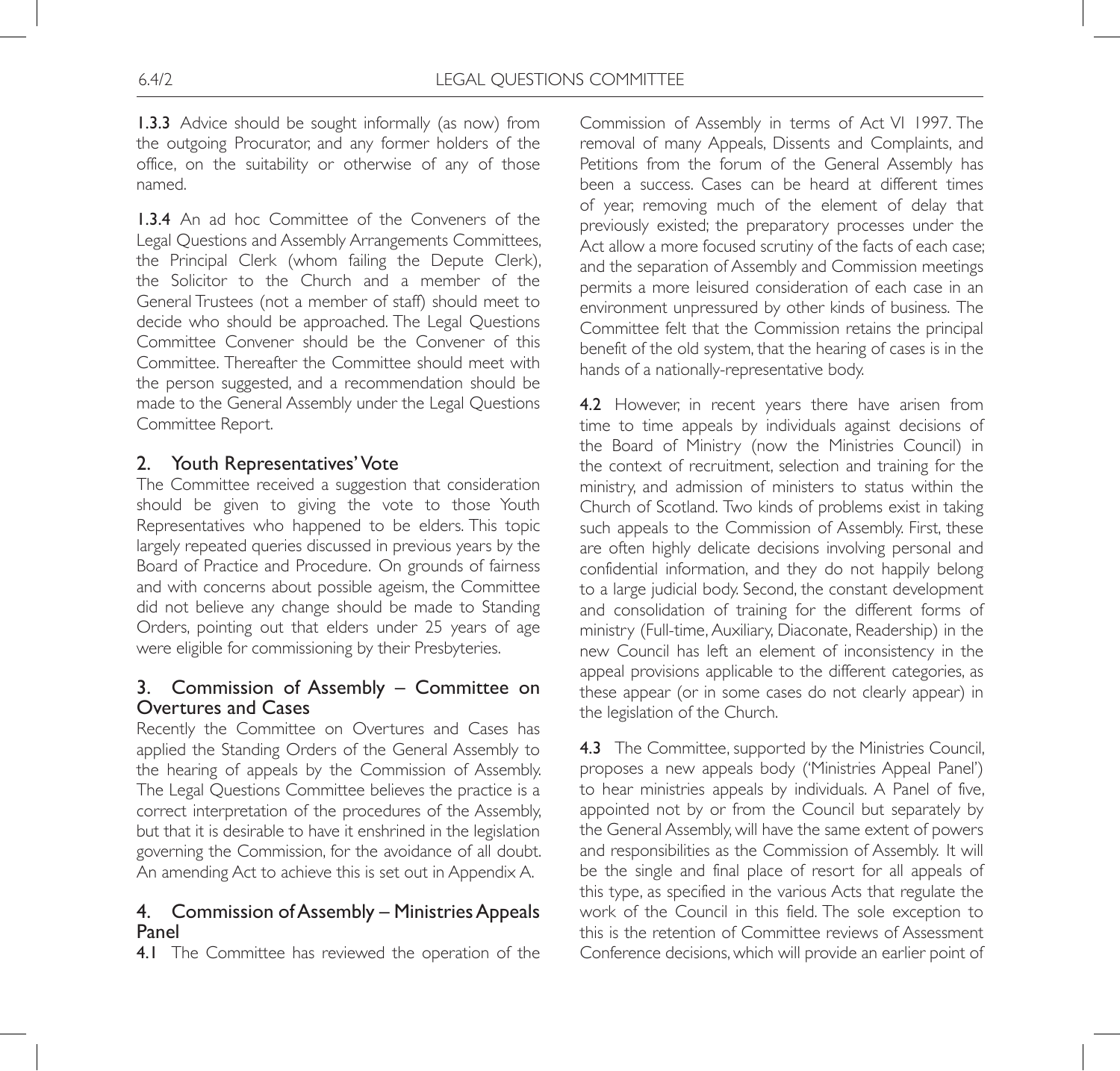**1.3.3** Advice should be sought informally (as now) from the outgoing Procurator, and any former holders of the office, on the suitability or otherwise of any of those named.

**1.3.4** An ad hoc Committee of the Conveners of the Legal Questions and Assembly Arrangements Committees, the Principal Clerk (whom failing the Depute Clerk), the Solicitor to the Church and a member of the General Trustees (not a member of staff) should meet to decide who should be approached. The Legal Questions Committee Convener should be the Convener of this Committee. Thereafter the Committee should meet with the person suggested, and a recommendation should be made to the General Assembly under the Legal Questions Committee Report.

## 2. Youth Representatives' Vote

The Committee received a suggestion that consideration should be given to giving the vote to those Youth Representatives who happened to be elders. This topic largely repeated queries discussed in previous years by the Board of Practice and Procedure. On grounds of fairness and with concerns about possible ageism, the Committee did not believe any change should be made to Standing Orders, pointing out that elders under 25 years of age were eligible for commissioning by their Presbyteries.

## 3. Commission of Assembly – Committee on Overtures and Cases

Recently the Committee on Overtures and Cases has applied the Standing Orders of the General Assembly to the hearing of appeals by the Commission of Assembly. The Legal Questions Committee believes the practice is a correct interpretation of the procedures of the Assembly, but that it is desirable to have it enshrined in the legislation governing the Commission, for the avoidance of all doubt. An amending Act to achieve this is set out in Appendix A.

## 4. Commission of Assembly – Ministries Appeals Panel

**4.1** The Committee has reviewed the operation of the Commission of Assembly in terms of Act VI 1997. The removal of many Appeals, Dissents and Complaints, and Petitions from the forum of the General Assembly has been a success. Cases can be heard at different times of year, removing much of the element of delay that previously existed; the preparatory processes under the Act allow a more focused scrutiny of the facts of each case; and the separation of Assembly and Commission meetings permits a more leisured consideration of each case in an environment unpressured by other kinds of business. The Committee felt that the Commission retains the principal benefit of the old system, that the hearing of cases is in the hands of a nationally-representative body.

**4.2** However, in recent years there have arisen from time to time appeals by individuals against decisions of the Board of Ministry (now the Ministries Council) in the context of recruitment, selection and training for the ministry, and admission of ministers to status within the Church of Scotland. Two kinds of problems exist in taking such appeals to the Commission of Assembly. First, these are often highly delicate decisions involving personal and confidential information, and they do not happily belong to a large judicial body. Second, the constant development and consolidation of training for the different forms of ministry (Full-time, Auxiliary, Diaconate, Readership) in the new Council has left an element of inconsistency in the appeal provisions applicable to the different categories, as these appear (or in some cases do not clearly appear) in the legislation of the Church.

**4.3** The Committee, supported by the Ministries Council, proposes a new appeals body ('Ministries Appeal Panel') to hear ministries appeals by individuals. A Panel of five, appointed not by or from the Council but separately by the General Assembly, will have the same extent of powers and responsibilities as the Commission of Assembly. It will be the single and final place of resort for all appeals of this type, as specified in the various Acts that regulate the work of the Council in this field. The sole exception to this is the retention of Committee reviews of Assessment Conference decisions, which will provide an earlier point of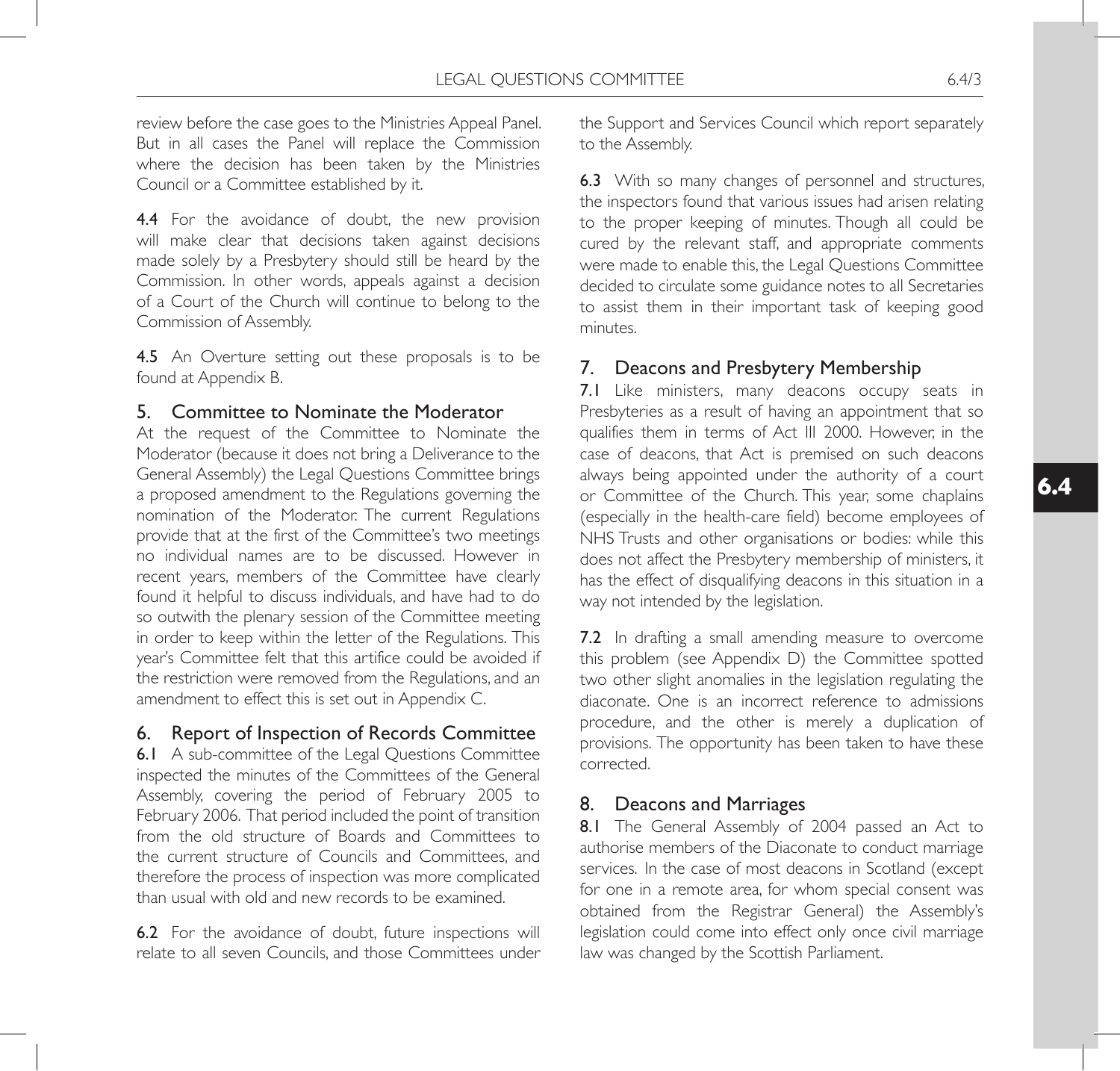review before the case goes to the Ministries Appeal Panel. But in all cases the Panel will replace the Commission where the decision has been taken by the Ministries Council or a Committee established by it.

**4.4** For the avoidance of doubt, the new provision will make clear that decisions taken against decisions made solely by a Presbytery should still be heard by the Commission. In other words, appeals against a decision of a Court of the Church will continue to belong to the Commission of Assembly.

**4.5** An Overture setting out these proposals is to be found at Appendix B.

## 5. Committee to Nominate the Moderator

At the request of the Committee to Nominate the Moderator (because it does not bring a Deliverance to the General Assembly) the Legal Questions Committee brings a proposed amendment to the Regulations governing the nomination of the Moderator. The current Regulations provide that at the first of the Committee's two meetings no individual names are to be discussed. However in recent years, members of the Committee have clearly found it helpful to discuss individuals, and have had to do so outwith the plenary session of the Committee meeting in order to keep within the letter of the Regulations. This year's Committee felt that this artifice could be avoided if the restriction were removed from the Regulations, and an amendment to effect this is set out in Appendix C.

## 6. Report of Inspection of Records Committee

**6.1** A sub-committee of the Legal Questions Committee inspected the minutes of the Committees of the General Assembly, covering the period of February 2005 to February 2006. That period included the point of transition from the old structure of Boards and Committees to the current structure of Councils and Committees, and therefore the process of inspection was more complicated than usual with old and new records to be examined.

**6.2** For the avoidance of doubt, future inspections will relate to all seven Councils, and those Committees under the Support and Services Council which report separately to the Assembly.

**6.3** With so many changes of personnel and structures, the inspectors found that various issues had arisen relating to the proper keeping of minutes. Though all could be cured by the relevant staff, and appropriate comments were made to enable this, the Legal Questions Committee decided to circulate some guidance notes to all Secretaries to assist them in their important task of keeping good minutes.

## 7. Deacons and Presbytery Membership

**7.1** Like ministers, many deacons occupy seats in Presbyteries as a result of having an appointment that so qualifies them in terms of Act III 2000. However, in the case of deacons, that Act is premised on such deacons always being appointed under the authority of a court or Committee of the Church. This year, some chaplains (especially in the health-care field) become employees of NHS Trusts and other organisations or bodies: while this does not affect the Presbytery membership of ministers, it has the effect of disqualifying deacons in this situation in a way not intended by the legislation.

**7.2** In drafting a small amending measure to overcome this problem (see Appendix D) the Committee spotted two other slight anomalies in the legislation regulating the diaconate. One is an incorrect reference to admissions procedure, and the other is merely a duplication of provisions. The opportunity has been taken to have these corrected.

## 8. Deacons and Marriages

**8.1** The General Assembly of 2004 passed an Act to authorise members of the Diaconate to conduct marriage services. In the case of most deacons in Scotland (except for one in a remote area, for whom special consent was obtained from the Registrar General) the Assembly's legislation could come into effect only once civil marriage law was changed by the Scottish Parliament.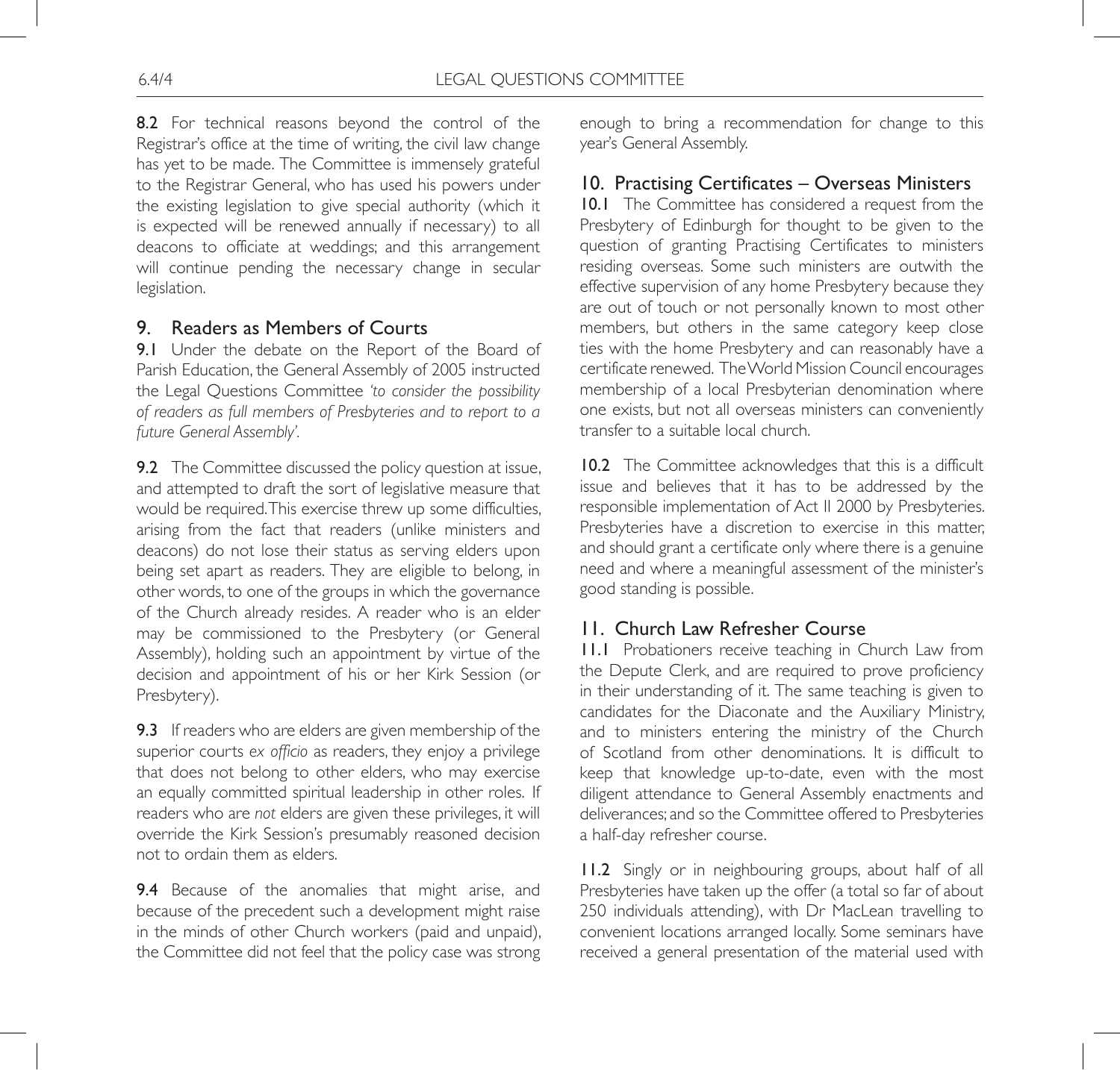**8.2** For technical reasons beyond the control of the Registrar's office at the time of writing, the civil law change has yet to be made. The Committee is immensely grateful to the Registrar General, who has used his powers under the existing legislation to give special authority (which it is expected will be renewed annually if necessary) to all deacons to officiate at weddings; and this arrangement will continue pending the necessary change in secular legislation.

## 9. Readers as Members of Courts

**9.1** Under the debate on the Report of the Board of Parish Education, the General Assembly of 2005 instructed the Legal Questions Committee *'to consider the possibility of readers as full members of Presbyteries and to report to a future General Assembly'*.

**9.2** The Committee discussed the policy question at issue, and attempted to draft the sort of legislative measure that would be required. This exercise threw up some difficulties, arising from the fact that readers (unlike ministers and deacons) do not lose their status as serving elders upon being set apart as readers. They are eligible to belong, in other words, to one of the groups in which the governance of the Church already resides. A reader who is an elder may be commissioned to the Presbytery (or General Assembly), holding such an appointment by virtue of the decision and appointment of his or her Kirk Session (or Presbytery).

**9.3** If readers who are elders are given membership of the superior courts *ex officio* as readers, they enjoy a privilege that does not belong to other elders, who may exercise an equally committed spiritual leadership in other roles. If readers who are *not* elders are given these privileges, it will override the Kirk Session's presumably reasoned decision not to ordain them as elders.

**9.4** Because of the anomalies that might arise, and because of the precedent such a development might raise in the minds of other Church workers (paid and unpaid), the Committee did not feel that the policy case was strong enough to bring a recommendation for change to this year's General Assembly.

## 10. Practising Certificates – Overseas Ministers

**10.1** The Committee has considered a request from the Presbytery of Edinburgh for thought to be given to the question of granting Practising Certificates to ministers residing overseas. Some such ministers are outwith the effective supervision of any home Presbytery because they are out of touch or not personally known to most other members, but others in the same category keep close ties with the home Presbytery and can reasonably have a certificate renewed. The World Mission Council encourages membership of a local Presbyterian denomination where one exists, but not all overseas ministers can conveniently transfer to a suitable local church.

**10.2** The Committee acknowledges that this is a difficult issue and believes that it has to be addressed by the responsible implementation of Act II 2000 by Presbyteries. Presbyteries have a discretion to exercise in this matter, and should grant a certificate only where there is a genuine need and where a meaningful assessment of the minister's good standing is possible.

## 11. Church Law Refresher Course

**11.1** Probationers receive teaching in Church Law from the Depute Clerk, and are required to prove proficiency in their understanding of it. The same teaching is given to candidates for the Diaconate and the Auxiliary Ministry, and to ministers entering the ministry of the Church of Scotland from other denominations. It is difficult to keep that knowledge up-to-date, even with the most diligent attendance to General Assembly enactments and deliverances; and so the Committee offered to Presbyteries a half-day refresher course.

**11.2** Singly or in neighbouring groups, about half of all Presbyteries have taken up the offer (a total so far of about 250 individuals attending), with Dr MacLean travelling to convenient locations arranged locally. Some seminars have received a general presentation of the material used with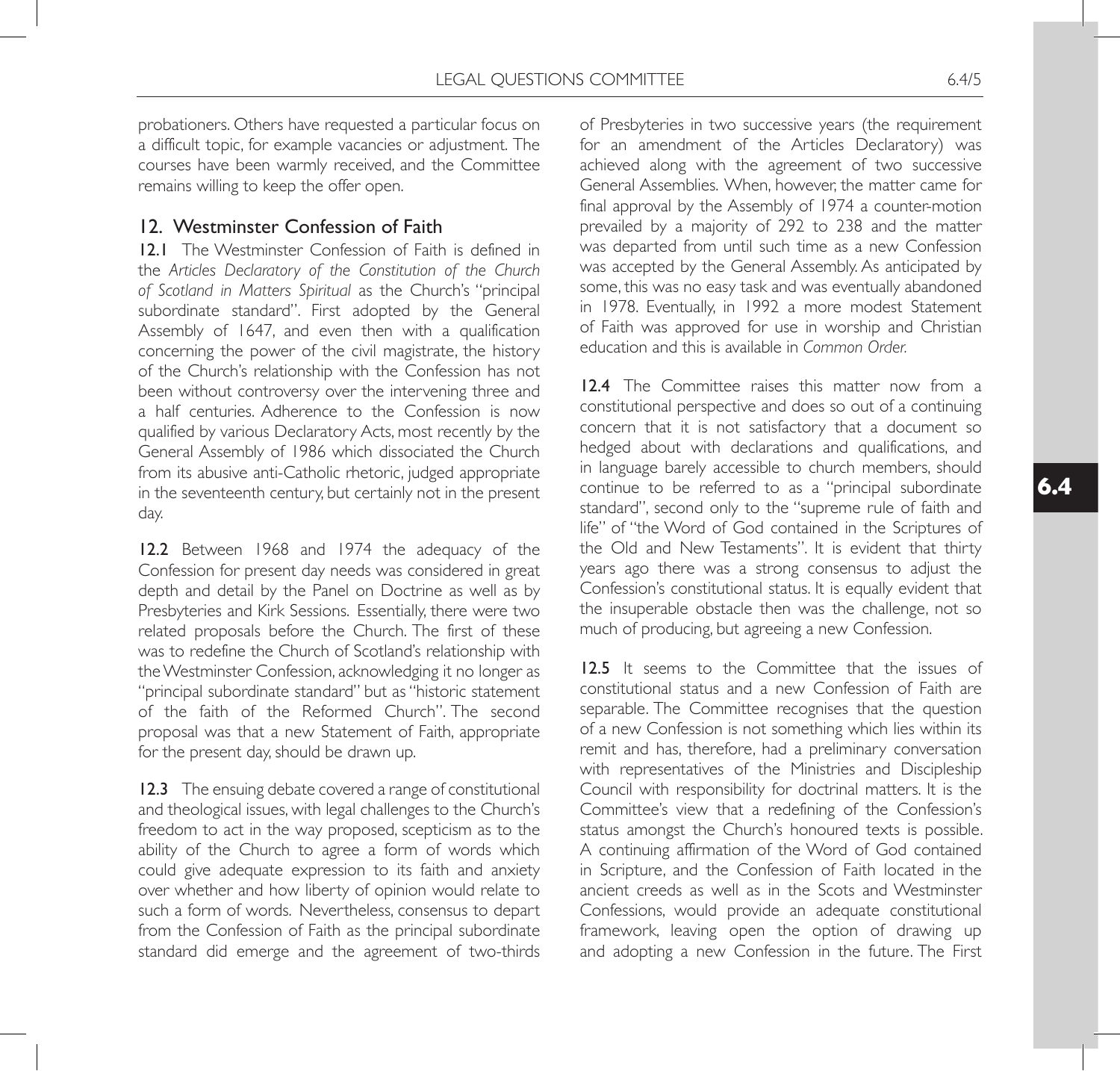probationers. Others have requested a particular focus on a difficult topic, for example vacancies or adjustment. The courses have been warmly received, and the Committee remains willing to keep the offer open.

## 12. Westminster Confession of Faith

**12.1** The Westminster Confession of Faith is defined in the *Articles Declaratory of the Constitution of the Church of Scotland in Matters Spiritual* as the Church's "principal subordinate standard". First adopted by the General Assembly of 1647, and even then with a qualification concerning the power of the civil magistrate, the history of the Church's relationship with the Confession has not been without controversy over the intervening three and a half centuries. Adherence to the Confession is now qualified by various Declaratory Acts, most recently by the General Assembly of 1986 which dissociated the Church from its abusive anti-Catholic rhetoric, judged appropriate in the seventeenth century, but certainly not in the present day.

**12.2** Between 1968 and 1974 the adequacy of the Confession for present day needs was considered in great depth and detail by the Panel on Doctrine as well as by Presbyteries and Kirk Sessions. Essentially, there were two related proposals before the Church. The first of these was to redefine the Church of Scotland's relationship with the Westminster Confession, acknowledging it no longer as "principal subordinate standard" but as "historic statement of the faith of the Reformed Church". The second proposal was that a new Statement of Faith, appropriate for the present day, should be drawn up.

**12.3** The ensuing debate covered a range of constitutional and theological issues, with legal challenges to the Church's freedom to act in the way proposed, scepticism as to the ability of the Church to agree a form of words which could give adequate expression to its faith and anxiety over whether and how liberty of opinion would relate to such a form of words. Nevertheless, consensus to depart from the Confession of Faith as the principal subordinate standard did emerge and the agreement of two-thirds of Presbyteries in two successive years (the requirement for an amendment of the Articles Declaratory) was achieved along with the agreement of two successive General Assemblies. When, however, the matter came for final approval by the Assembly of 1974 a counter-motion prevailed by a majority of 292 to 238 and the matter was departed from until such time as a new Confession was accepted by the General Assembly. As anticipated by some, this was no easy task and was eventually abandoned in 1978. Eventually, in 1992 a more modest Statement of Faith was approved for use in worship and Christian education and this is available in *Common Order.*

**12.4** The Committee raises this matter now from a constitutional perspective and does so out of a continuing concern that it is not satisfactory that a document so hedged about with declarations and qualifications, and in language barely accessible to church members, should continue to be referred to as a "principal subordinate standard", second only to the "supreme rule of faith and life" of "the Word of God contained in the Scriptures of the Old and New Testaments". It is evident that thirty years ago there was a strong consensus to adjust the Confession's constitutional status. It is equally evident that the insuperable obstacle then was the challenge, not so much of producing, but agreeing a new Confession.

**12.5** It seems to the Committee that the issues of constitutional status and a new Confession of Faith are separable. The Committee recognises that the question of a new Confession is not something which lies within its remit and has, therefore, had a preliminary conversation with representatives of the Ministries and Discipleship Council with responsibility for doctrinal matters. It is the Committee's view that a redefining of the Confession's status amongst the Church's honoured texts is possible. A continuing affirmation of the Word of God contained in Scripture, and the Confession of Faith located in the ancient creeds as well as in the Scots and Westminster Confessions, would provide an adequate constitutional framework, leaving open the option of drawing up and adopting a new Confession in the future. The First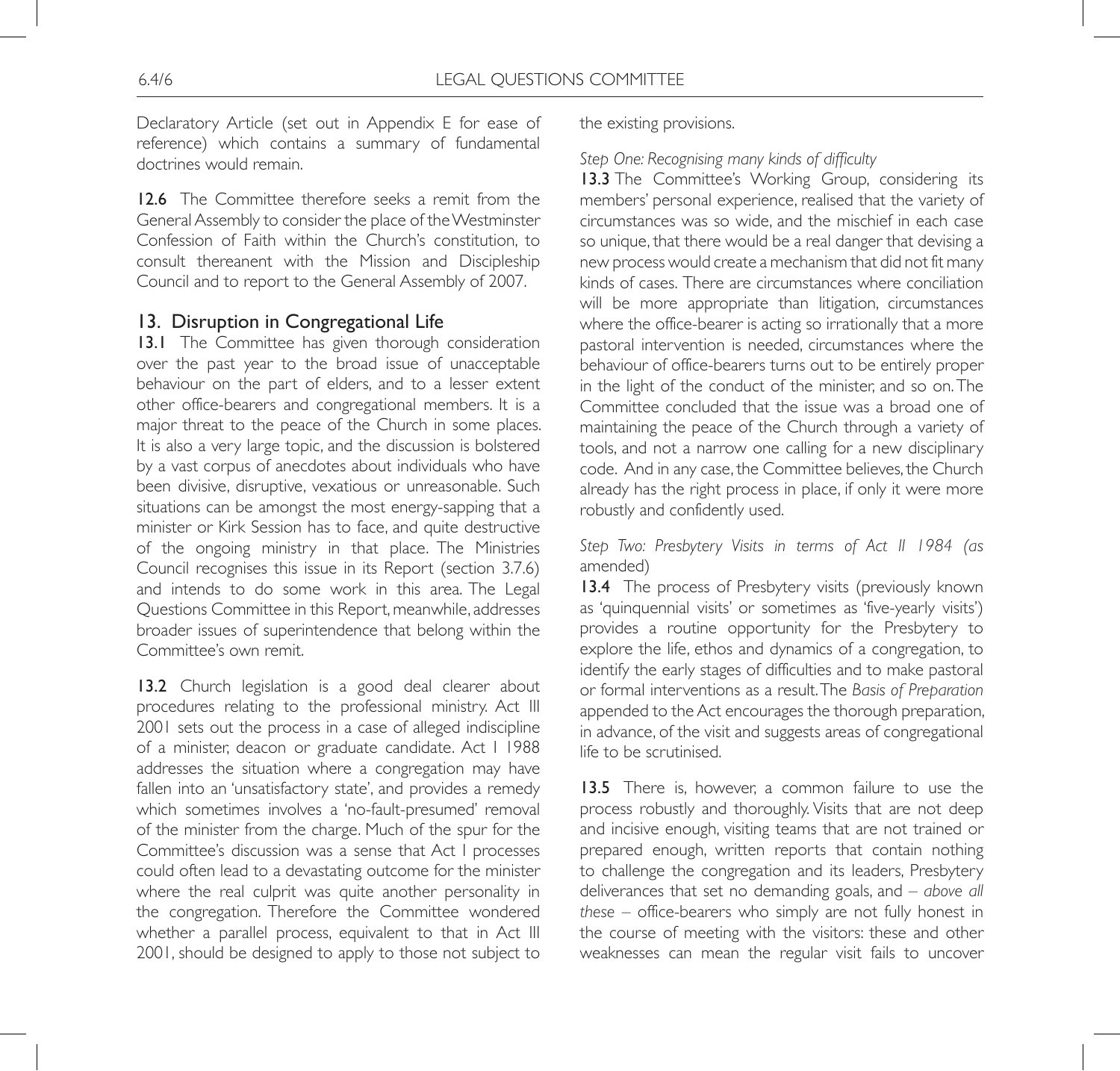Declaratory Article (set out in Appendix E for ease of reference) which contains a summary of fundamental doctrines would remain.

**12.6** The Committee therefore seeks a remit from the General Assembly to consider the place of the Westminster Confession of Faith within the Church's constitution, to consult thereanent with the Mission and Discipleship Council and to report to the General Assembly of 2007.

## 13. Disruption in Congregational Life

**13.1** The Committee has given thorough consideration over the past year to the broad issue of unacceptable behaviour on the part of elders, and to a lesser extent other office-bearers and congregational members. It is a major threat to the peace of the Church in some places. It is also a very large topic, and the discussion is bolstered by a vast corpus of anecdotes about individuals who have been divisive, disruptive, vexatious or unreasonable. Such situations can be amongst the most energy-sapping that a minister or Kirk Session has to face, and quite destructive of the ongoing ministry in that place. The Ministries Council recognises this issue in its Report (section 3.7.6) and intends to do some work in this area. The Legal Questions Committee in this Report, meanwhile, addresses broader issues of superintendence that belong within the Committee's own remit.

**13.2** Church legislation is a good deal clearer about procedures relating to the professional ministry. Act III 2001 sets out the process in a case of alleged indiscipline of a minister, deacon or graduate candidate. Act I 1988 addresses the situation where a congregation may have fallen into an 'unsatisfactory state', and provides a remedy which sometimes involves a 'no-fault-presumed' removal of the minister from the charge. Much of the spur for the Committee's discussion was a sense that Act I processes could often lead to a devastating outcome for the minister where the real culprit was quite another personality in the congregation. Therefore the Committee wondered whether a parallel process, equivalent to that in Act III 2001, should be designed to apply to those not subject to the existing provisions.

*Step One: Recognising many kinds of difficulty*

**13.3** The Committee's Working Group, considering its members' personal experience, realised that the variety of circumstances was so wide, and the mischief in each case so unique, that there would be a real danger that devising a new process would create a mechanism that did not fit many kinds of cases. There are circumstances where conciliation will be more appropriate than litigation, circumstances where the office-bearer is acting so irrationally that a more pastoral intervention is needed, circumstances where the behaviour of office-bearers turns out to be entirely proper in the light of the conduct of the minister, and so on. The Committee concluded that the issue was a broad one of maintaining the peace of the Church through a variety of tools, and not a narrow one calling for a new disciplinary code. And in any case, the Committee believes, the Church already has the right process in place, if only it were more robustly and confidently used.

*Step Two: Presbytery Visits in terms of Act II 1984 (as amended)*

**13.4** The process of Presbytery visits (previously known as 'quinquennial visits' or sometimes as 'five-yearly visits') provides a routine opportunity for the Presbytery to explore the life, ethos and dynamics of a congregation, to identify the early stages of difficulties and to make pastoral or formal interventions as a result. The *Basis of Preparation* appended to the Act encourages the thorough preparation, in advance, of the visit and suggests areas of congregational life to be scrutinised.

**13.5** There is, however, a common failure to use the process robustly and thoroughly. Visits that are not deep and incisive enough, visiting teams that are not trained or prepared enough, written reports that contain nothing to challenge the congregation and its leaders, Presbytery deliverances that set no demanding goals, and – *above all these* – office-bearers who simply are not fully honest in the course of meeting with the visitors: these and other weaknesses can mean the regular visit fails to uncover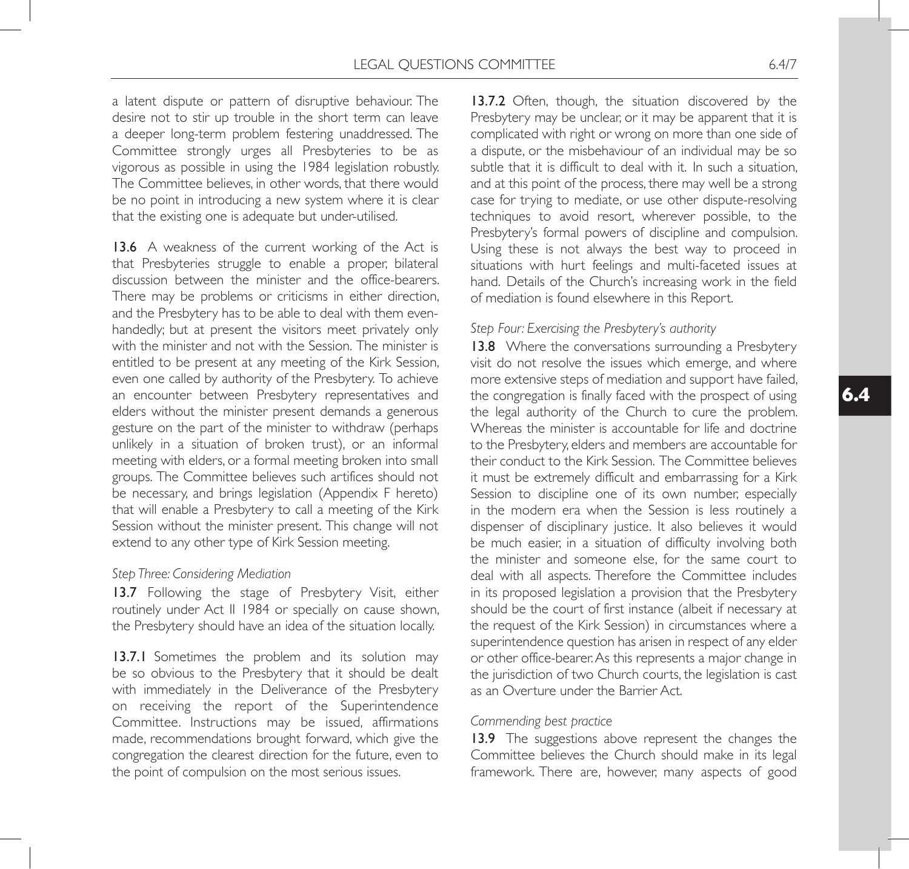a latent dispute or pattern of disruptive behaviour. The desire not to stir up trouble in the short term can leave a deeper long-term problem festering unaddressed. The Committee strongly urges all Presbyteries to be as vigorous as possible in using the 1984 legislation robustly. The Committee believes, in other words, that there would be no point in introducing a new system where it is clear that the existing one is adequate but under-utilised.

**13.6** A weakness of the current working of the Act is that Presbyteries struggle to enable a proper, bilateral discussion between the minister and the office-bearers. There may be problems or criticisms in either direction, and the Presbytery has to be able to deal with them even-handedly; but at present the visitors meet privately only with the minister and not with the Session. The minister is entitled to be present at any meeting of the Kirk Session, even one called by authority of the Presbytery. To achieve an encounter between Presbytery representatives and elders without the minister present demands a generous gesture on the part of the minister to withdraw (perhaps unlikely in a situation of broken trust), or an informal meeting with elders, or a formal meeting broken into small groups. The Committee believes such artifices should not be necessary, and brings legislation (Appendix F hereto) that will enable a Presbytery to call a meeting of the Kirk Session without the minister present. This change will not extend to any other type of Kirk Session meeting.

*Step Three: Considering Mediation*

**13.7** Following the stage of Presbytery Visit, either routinely under Act II 1984 or specially on cause shown, the Presbytery should have an idea of the situation locally.

**13.7.1** Sometimes the problem and its solution may be so obvious to the Presbytery that it should be dealt with immediately in the Deliverance of the Presbytery on receiving the report of the Superintendence Committee. Instructions may be issued, affirmations made, recommendations brought forward, which give the congregation the clearest direction for the future, even to the point of compulsion on the most serious issues.

**13.7.2** Often, though, the situation discovered by the Presbytery may be unclear, or it may be apparent that it is complicated with right or wrong on more than one side of a dispute, or the misbehaviour of an individual may be so subtle that it is difficult to deal with it. In such a situation, and at this point of the process, there may well be a strong case for trying to mediate, or use other dispute-resolving techniques to avoid resort, wherever possible, to the Presbytery's formal powers of discipline and compulsion. Using these is not always the best way to proceed in situations with hurt feelings and multi-faceted issues at hand. Details of the Church's increasing work in the field of mediation is found elsewhere in this Report.

*Step Four: Exercising the Presbytery's authority*

**13.8** Where the conversations surrounding a Presbytery visit do not resolve the issues which emerge, and where more extensive steps of mediation and support have failed, the congregation is finally faced with the prospect of using the legal authority of the Church to cure the problem. Whereas the minister is accountable for life and doctrine to the Presbytery, elders and members are accountable for their conduct to the Kirk Session. The Committee believes it must be extremely difficult and embarrassing for a Kirk Session to discipline one of its own number, especially in the modern era when the Session is less routinely a dispenser of disciplinary justice. It also believes it would be much easier, in a situation of difficulty involving both the minister and someone else, for the same court to deal with all aspects. Therefore the Committee includes in its proposed legislation a provision that the Presbytery should be the court of first instance (albeit if necessary at the request of the Kirk Session) in circumstances where a superintendence question has arisen in respect of any elder or other office-bearer. As this represents a major change in the jurisdiction of two Church courts, the legislation is cast as an Overture under the Barrier Act.

*Commending best practice*

**13.9** The suggestions above represent the changes the Committee believes the Church should make in its legal framework. There are, however, many aspects of good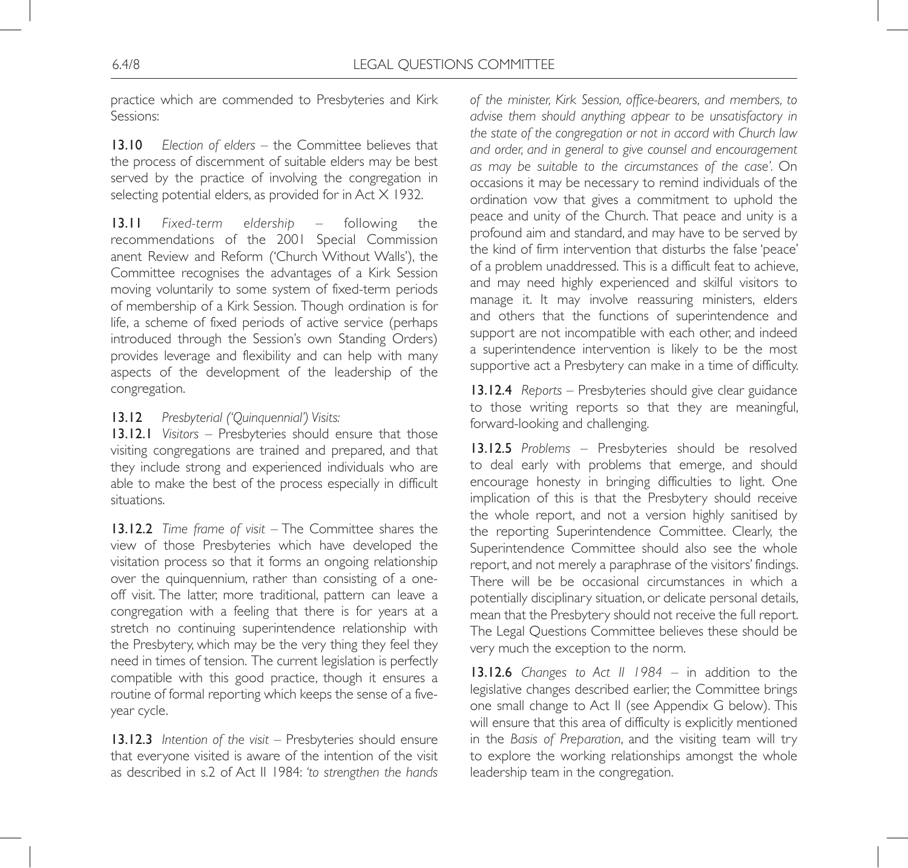practice which are commended to Presbyteries and Kirk Sessions:

**13.10** *Election of elders* – the Committee believes that the process of discernment of suitable elders may be best served by the practice of involving the congregation in selecting potential elders, as provided for in Act X 1932.

**13.11** *Fixed-term eldership* – following the recommendations of the 2001 Special Commission anent Review and Reform ('Church Without Walls'), the Committee recognises the advantages of a Kirk Session moving voluntarily to some system of fixed-term periods of membership of a Kirk Session. Though ordination is for life, a scheme of fixed periods of active service (perhaps introduced through the Session's own Standing Orders) provides leverage and flexibility and can help with many aspects of the development of the leadership of the congregation.

**13.12** *Presbyterial ('Quinquennial') Visits:*

**13.12.1** *Visitors* – Presbyteries should ensure that those visiting congregations are trained and prepared, and that they include strong and experienced individuals who are able to make the best of the process especially in difficult situations.

**13.12.2** *Time frame of visit* – The Committee shares the view of those Presbyteries which have developed the visitation process so that it forms an ongoing relationship over the quinquennium, rather than consisting of a one-off visit. The latter, more traditional, pattern can leave a congregation with a feeling that there is for years at a stretch no continuing superintendence relationship with the Presbytery, which may be the very thing they feel they need in times of tension. The current legislation is perfectly compatible with this good practice, though it ensures a routine of formal reporting which keeps the sense of a five-year cycle.

**13.12.3** *Intention of the visit* – Presbyteries should ensure that everyone visited is aware of the intention of the visit as described in s.2 of Act II 1984: *'to strengthen the hands of the minister, Kirk Session, office-bearers, and members, to advise them should anything appear to be unsatisfactory in the state of the congregation or not in accord with Church law and order, and in general to give counsel and encouragement as may be suitable to the circumstances of the case'.* On occasions it may be necessary to remind individuals of the ordination vow that gives a commitment to uphold the peace and unity of the Church. That peace and unity is a profound aim and standard, and may have to be served by the kind of firm intervention that disturbs the false 'peace' of a problem unaddressed. This is a difficult feat to achieve, and may need highly experienced and skilful visitors to manage it. It may involve reassuring ministers, elders and others that the functions of superintendence and support are not incompatible with each other, and indeed a superintendence intervention is likely to be the most supportive act a Presbytery can make in a time of difficulty.

**13.12.4** *Reports* – Presbyteries should give clear guidance to those writing reports so that they are meaningful, forward-looking and challenging.

**13.12.5** *Problems* – Presbyteries should be resolved to deal early with problems that emerge, and should encourage honesty in bringing difficulties to light. One implication of this is that the Presbytery should receive the whole report, and not a version highly sanitised by the reporting Superintendence Committee. Clearly, the Superintendence Committee should also see the whole report, and not merely a paraphrase of the visitors' findings. There will be be occasional circumstances in which a potentially disciplinary situation, or delicate personal details, mean that the Presbytery should not receive the full report. The Legal Questions Committee believes these should be very much the exception to the norm.

**13.12.6** *Changes to Act II 1984* – in addition to the legislative changes described earlier, the Committee brings one small change to Act II (see Appendix G below). This will ensure that this area of difficulty is explicitly mentioned in the *Basis of Preparation*, and the visiting team will try to explore the working relationships amongst the whole leadership team in the congregation.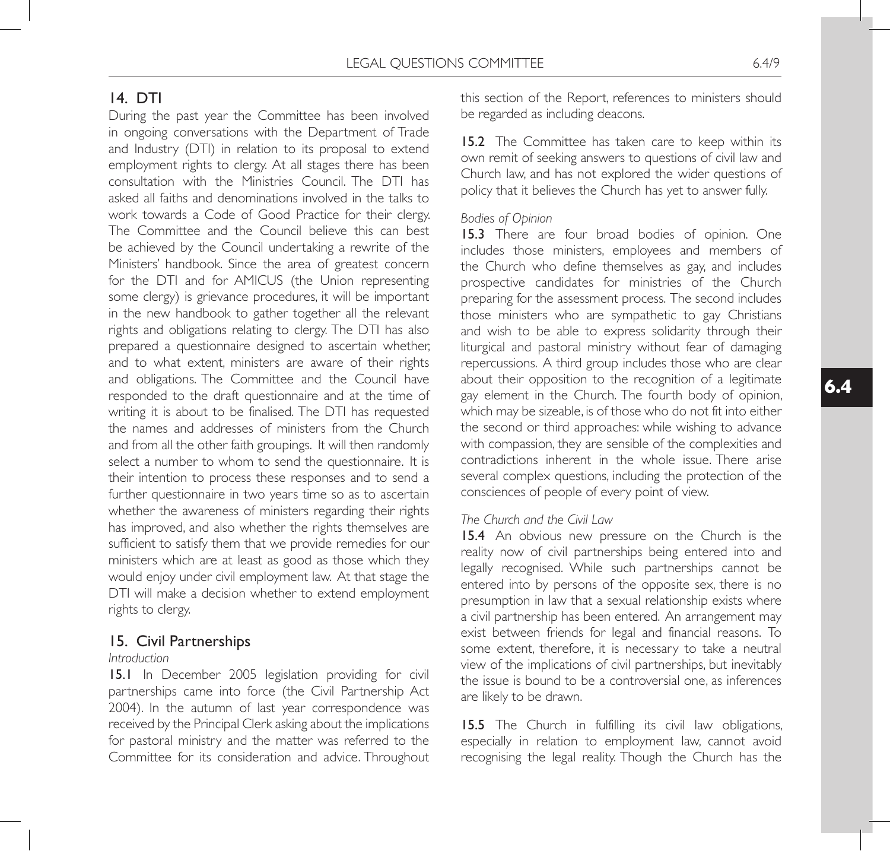## 14. DTI

During the past year the Committee has been involved in ongoing conversations with the Department of Trade and Industry (DTI) in relation to its proposal to extend employment rights to clergy. At all stages there has been consultation with the Ministries Council. The DTI has asked all faiths and denominations involved in the talks to work towards a Code of Good Practice for their clergy. The Committee and the Council believe this can best be achieved by the Council undertaking a rewrite of the Ministers' handbook. Since the area of greatest concern for the DTI and for AMICUS (the Union representing some clergy) is grievance procedures, it will be important in the new handbook to gather together all the relevant rights and obligations relating to clergy. The DTI has also prepared a questionnaire designed to ascertain whether, and to what extent, ministers are aware of their rights and obligations. The Committee and the Council have responded to the draft questionnaire and at the time of writing it is about to be finalised. The DTI has requested the names and addresses of ministers from the Church and from all the other faith groupings. It will then randomly select a number to whom to send the questionnaire. It is their intention to process these responses and to send a further questionnaire in two years time so as to ascertain whether the awareness of ministers regarding their rights has improved, and also whether the rights themselves are sufficient to satisfy them that we provide remedies for our ministers which are at least as good as those which they would enjoy under civil employment law. At that stage the DTI will make a decision whether to extend employment rights to clergy.

## 15. Civil Partnerships

*Introduction*

**15.1** In December 2005 legislation providing for civil partnerships came into force (the Civil Partnership Act 2004). In the autumn of last year correspondence was received by the Principal Clerk asking about the implications for pastoral ministry and the matter was referred to the Committee for its consideration and advice. Throughout this section of the Report, references to ministers should be regarded as including deacons.

**15.2** The Committee has taken care to keep within its own remit of seeking answers to questions of civil law and Church law, and has not explored the wider questions of policy that it believes the Church has yet to answer fully.

*Bodies of Opinion*

**15.3** There are four broad bodies of opinion. One includes those ministers, employees and members of the Church who define themselves as gay, and includes prospective candidates for ministries of the Church preparing for the assessment process. The second includes those ministers who are sympathetic to gay Christians and wish to be able to express solidarity through their liturgical and pastoral ministry without fear of damaging repercussions. A third group includes those who are clear about their opposition to the recognition of a legitimate gay element in the Church. The fourth body of opinion, which may be sizeable, is of those who do not fit into either the second or third approaches: while wishing to advance with compassion, they are sensible of the complexities and contradictions inherent in the whole issue. There arise several complex questions, including the protection of the consciences of people of every point of view.

*The Church and the Civil Law*

**15.4** An obvious new pressure on the Church is the reality now of civil partnerships being entered into and legally recognised. While such partnerships cannot be entered into by persons of the opposite sex, there is no presumption in law that a sexual relationship exists where a civil partnership has been entered. An arrangement may exist between friends for legal and financial reasons. To some extent, therefore, it is necessary to take a neutral view of the implications of civil partnerships, but inevitably the issue is bound to be a controversial one, as inferences are likely to be drawn.

**15.5** The Church in fulfilling its civil law obligations, especially in relation to employment law, cannot avoid recognising the legal reality. Though the Church has the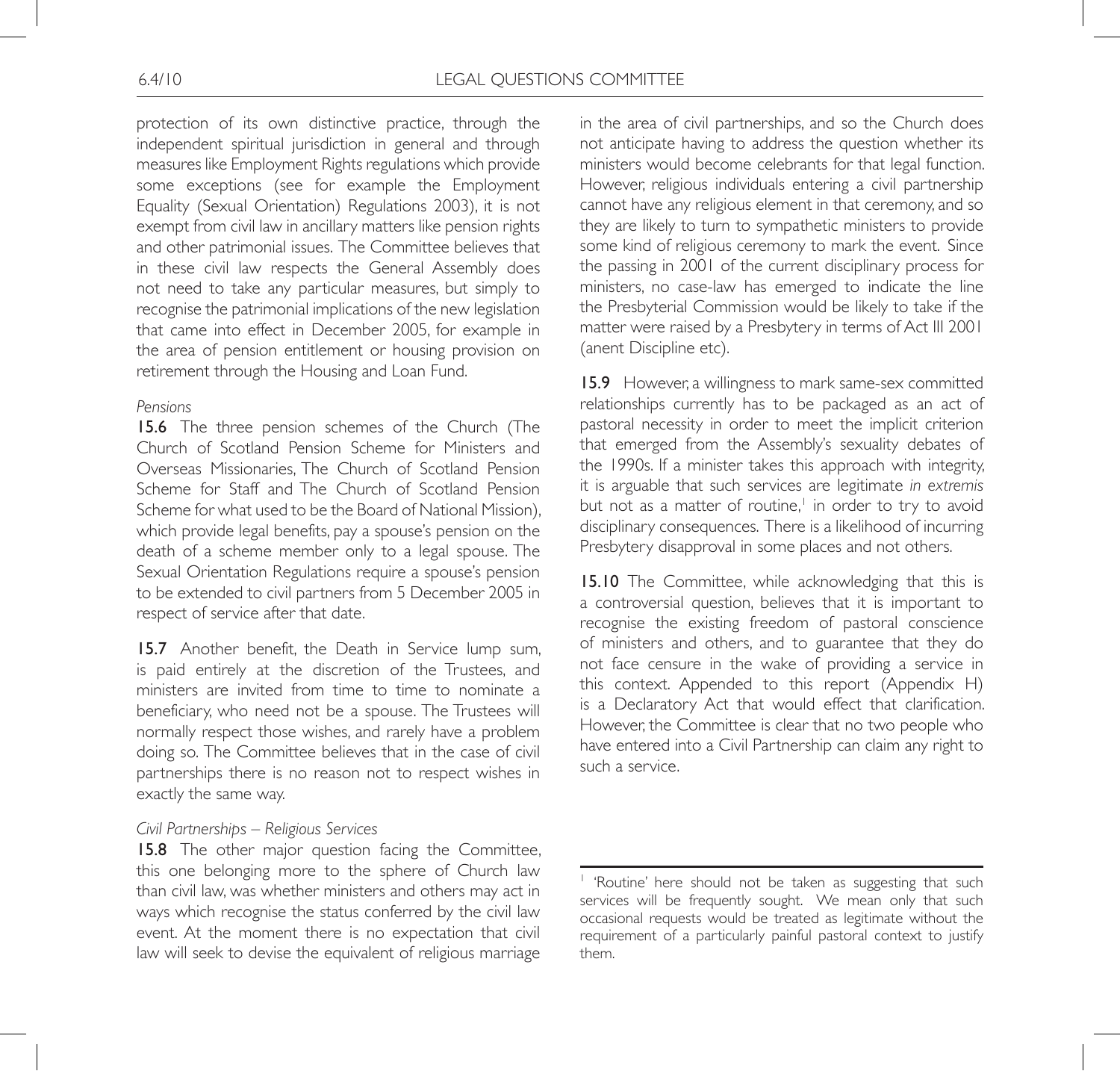protection of its own distinctive practice, through the independent spiritual jurisdiction in general and through measures like Employment Rights regulations which provide some exceptions (see for example the Employment Equality (Sexual Orientation) Regulations 2003), it is not exempt from civil law in ancillary matters like pension rights and other patrimonial issues. The Committee believes that in these civil law respects the General Assembly does not need to take any particular measures, but simply to recognise the patrimonial implications of the new legislation that came into effect in December 2005, for example in the area of pension entitlement or housing provision on retirement through the Housing and Loan Fund.

*Pensions*

**15.6** The three pension schemes of the Church (The Church of Scotland Pension Scheme for Ministers and Overseas Missionaries, The Church of Scotland Pension Scheme for Staff and The Church of Scotland Pension Scheme for what used to be the Board of National Mission), which provide legal benefits, pay a spouse's pension on the death of a scheme member only to a legal spouse. The Sexual Orientation Regulations require a spouse's pension to be extended to civil partners from 5 December 2005 in respect of service after that date.

**15.7** Another benefit, the Death in Service lump sum, is paid entirely at the discretion of the Trustees, and ministers are invited from time to time to nominate a beneficiary, who need not be a spouse. The Trustees will normally respect those wishes, and rarely have a problem doing so. The Committee believes that in the case of civil partnerships there is no reason not to respect wishes in exactly the same way.

*Civil Partnerships – Religious Services*

**15.8** The other major question facing the Committee, this one belonging more to the sphere of Church law than civil law, was whether ministers and others may act in ways which recognise the status conferred by the civil law event. At the moment there is no expectation that civil law will seek to devise the equivalent of religious marriage in the area of civil partnerships, and so the Church does not anticipate having to address the question whether its ministers would become celebrants for that legal function. However, religious individuals entering a civil partnership cannot have any religious element in that ceremony, and so they are likely to turn to sympathetic ministers to provide some kind of religious ceremony to mark the event. Since the passing in 2001 of the current disciplinary process for ministers, no case-law has emerged to indicate the line the Presbyterial Commission would be likely to take if the matter were raised by a Presbytery in terms of Act III 2001 (anent Discipline etc).

**15.9** However, a willingness to mark same-sex committed relationships currently has to be packaged as an act of pastoral necessity in order to meet the implicit criterion that emerged from the Assembly's sexuality debates of the 1990s. If a minister takes this approach with integrity, it is arguable that such services are legitimate *in extremis* but not as a matter of routine,[1] in order to try to avoid disciplinary consequences. There is a likelihood of incurring Presbytery disapproval in some places and not others.

**15.10** The Committee, while acknowledging that this is a controversial question, believes that it is important to recognise the existing freedom of pastoral conscience of ministers and others, and to guarantee that they do not face censure in the wake of providing a service in this context. Appended to this report (Appendix H) is a Declaratory Act that would effect that clarification. However, the Committee is clear that no two people who have entered into a Civil Partnership can claim any right to such a service.

---

[1] 'Routine' here should not be taken as suggesting that such services will be frequently sought. We mean only that such occasional requests would be treated as legitimate without the requirement of a particularly painful pastoral context to justify them.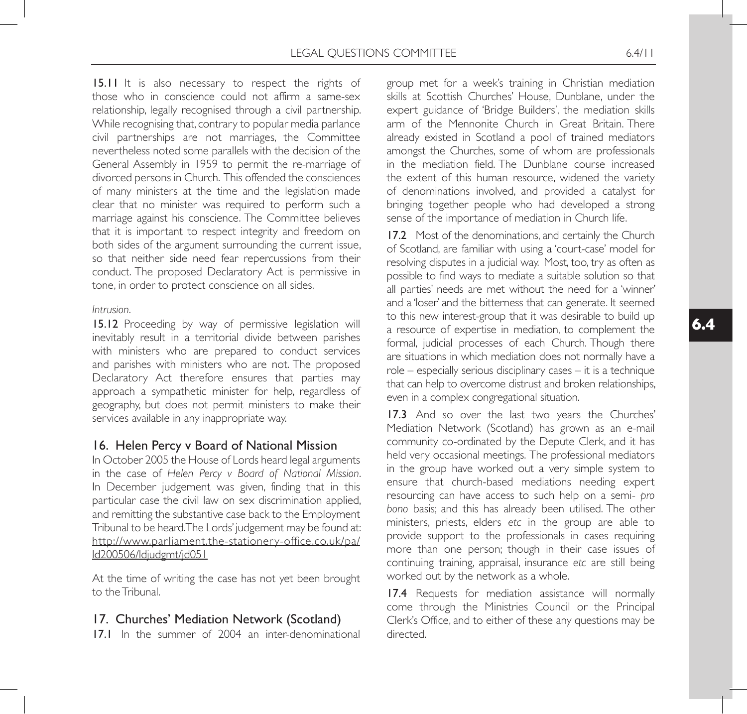**15.11** It is also necessary to respect the rights of those who in conscience could not affirm a same-sex relationship, legally recognised through a civil partnership. While recognising that, contrary to popular media parlance civil partnerships are not marriages, the Committee nevertheless noted some parallels with the decision of the General Assembly in 1959 to permit the re-marriage of divorced persons in Church. This offended the consciences of many ministers at the time and the legislation made clear that no minister was required to perform such a marriage against his conscience. The Committee believes that it is important to respect integrity and freedom on both sides of the argument surrounding the current issue, so that neither side need fear repercussions from their conduct. The proposed Declaratory Act is permissive in tone, in order to protect conscience on all sides.

*Intrusion*.

**15.12** Proceeding by way of permissive legislation will inevitably result in a territorial divide between parishes with ministers who are prepared to conduct services and parishes with ministers who are not. The proposed Declaratory Act therefore ensures that parties may approach a sympathetic minister for help, regardless of geography, but does not permit ministers to make their services available in any inappropriate way.

## 16. Helen Percy v Board of National Mission

In October 2005 the House of Lords heard legal arguments in the case of *Helen Percy v Board of National Mission*. In December judgement was given, finding that in this particular case the civil law on sex discrimination applied, and remitting the substantive case back to the Employment Tribunal to be heard. The Lords' judgement may be found at: http://www.parliament.the-stationery-office.co.uk/pa/ld200506/ldjudgmt/jd051

At the time of writing the case has not yet been brought to the Tribunal.

## 17. Churches' Mediation Network (Scotland)

**17.1** In the summer of 2004 an inter-denominational group met for a week's training in Christian mediation skills at Scottish Churches' House, Dunblane, under the expert guidance of 'Bridge Builders', the mediation skills arm of the Mennonite Church in Great Britain. There already existed in Scotland a pool of trained mediators amongst the Churches, some of whom are professionals in the mediation field. The Dunblane course increased the extent of this human resource, widened the variety of denominations involved, and provided a catalyst for bringing together people who had developed a strong sense of the importance of mediation in Church life.

**17.2** Most of the denominations, and certainly the Church of Scotland, are familiar with using a 'court-case' model for resolving disputes in a judicial way. Most, too, try as often as possible to find ways to mediate a suitable solution so that all parties' needs are met without the need for a 'winner' and a 'loser' and the bitterness that can generate. It seemed to this new interest-group that it was desirable to build up a resource of expertise in mediation, to complement the formal, judicial processes of each Church. Though there are situations in which mediation does not normally have a role – especially serious disciplinary cases – it is a technique that can help to overcome distrust and broken relationships, even in a complex congregational situation.

**17.3** And so over the last two years the Churches' Mediation Network (Scotland) has grown as an e-mail community co-ordinated by the Depute Clerk, and it has held very occasional meetings. The professional mediators in the group have worked out a very simple system to ensure that church-based mediations needing expert resourcing can have access to such help on a semi- *pro bono* basis; and this has already been utilised. The other ministers, priests, elders *etc* in the group are able to provide support to the professionals in cases requiring more than one person; though in their case issues of continuing training, appraisal, insurance *etc* are still being worked out by the network as a whole.

**17.4** Requests for mediation assistance will normally come through the Ministries Council or the Principal Clerk's Office, and to either of these any questions may be directed.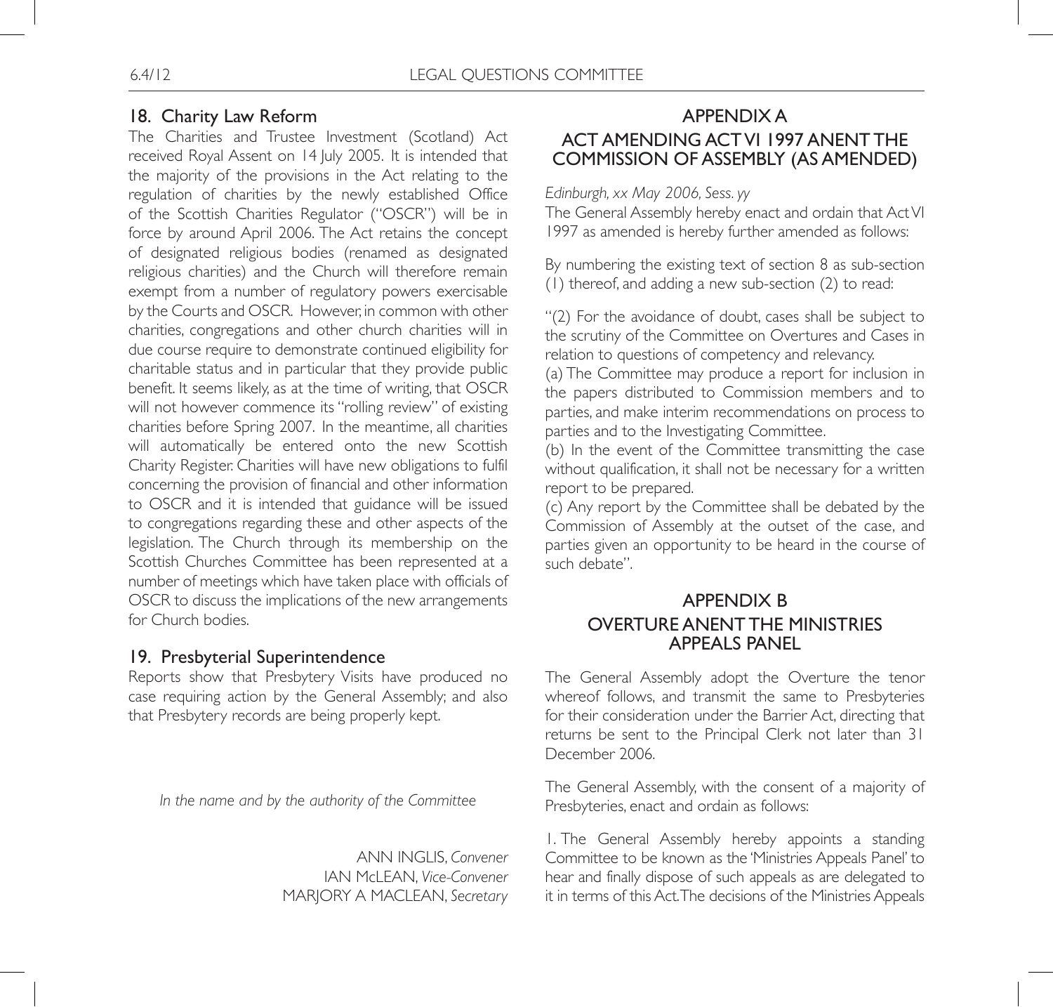## 18. Charity Law Reform

The Charities and Trustee Investment (Scotland) Act received Royal Assent on 14 July 2005. It is intended that the majority of the provisions in the Act relating to the regulation of charities by the newly established Office of the Scottish Charities Regulator ("OSCR") will be in force by around April 2006. The Act retains the concept of designated religious bodies (renamed as designated religious charities) and the Church will therefore remain exempt from a number of regulatory powers exercisable by the Courts and OSCR. However, in common with other charities, congregations and other church charities will in due course require to demonstrate continued eligibility for charitable status and in particular that they provide public benefit. It seems likely, as at the time of writing, that OSCR will not however commence its "rolling review" of existing charities before Spring 2007. In the meantime, all charities will automatically be entered onto the new Scottish Charity Register. Charities will have new obligations to fulfil concerning the provision of financial and other information to OSCR and it is intended that guidance will be issued to congregations regarding these and other aspects of the legislation. The Church through its membership on the Scottish Churches Committee has been represented at a number of meetings which have taken place with officials of OSCR to discuss the implications of the new arrangements for Church bodies.

## 19. Presbyterial Superintendence

Reports show that Presbytery Visits have produced no case requiring action by the General Assembly; and also that Presbytery records are being properly kept.

*In the name and by the authority of the Committee*

ANN INGLIS, *Convener*
IAN McLEAN, *Vice-Convener*
MARJORY A MACLEAN, *Secretary*

## APPENDIX A
## ACT AMENDING ACT VI 1997 ANENT THE COMMISSION OF ASSEMBLY (AS AMENDED)

*Edinburgh, xx May 2006, Sess. yy*

The General Assembly hereby enact and ordain that Act VI 1997 as amended is hereby further amended as follows:

By numbering the existing text of section 8 as sub-section (1) thereof, and adding a new sub-section (2) to read:

"(2) For the avoidance of doubt, cases shall be subject to the scrutiny of the Committee on Overtures and Cases in relation to questions of competency and relevancy.

(a) The Committee may produce a report for inclusion in the papers distributed to Commission members and to parties, and make interim recommendations on process to parties and to the Investigating Committee.

(b) In the event of the Committee transmitting the case without qualification, it shall not be necessary for a written report to be prepared.

(c) Any report by the Committee shall be debated by the Commission of Assembly at the outset of the case, and parties given an opportunity to be heard in the course of such debate".

## APPENDIX B
## OVERTURE ANENT THE MINISTRIES APPEALS PANEL

The General Assembly adopt the Overture the tenor whereof follows, and transmit the same to Presbyteries for their consideration under the Barrier Act, directing that returns be sent to the Principal Clerk not later than 31 December 2006.

The General Assembly, with the consent of a majority of Presbyteries, enact and ordain as follows:

1. The General Assembly hereby appoints a standing Committee to be known as the 'Ministries Appeals Panel' to hear and finally dispose of such appeals as are delegated to it in terms of this Act. The decisions of the Ministries Appeals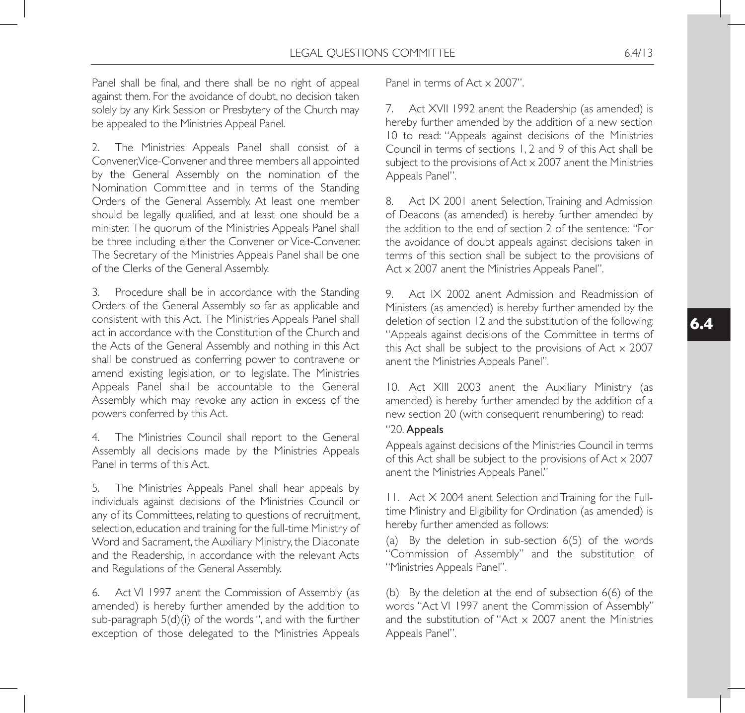Panel shall be final, and there shall be no right of appeal against them. For the avoidance of doubt, no decision taken solely by any Kirk Session or Presbytery of the Church may be appealed to the Ministries Appeal Panel.

2. The Ministries Appeals Panel shall consist of a Convener, Vice-Convener and three members all appointed by the General Assembly on the nomination of the Nomination Committee and in terms of the Standing Orders of the General Assembly. At least one member should be legally qualified, and at least one should be a minister. The quorum of the Ministries Appeals Panel shall be three including either the Convener or Vice-Convener. The Secretary of the Ministries Appeals Panel shall be one of the Clerks of the General Assembly.

3. Procedure shall be in accordance with the Standing Orders of the General Assembly so far as applicable and consistent with this Act. The Ministries Appeals Panel shall act in accordance with the Constitution of the Church and the Acts of the General Assembly and nothing in this Act shall be construed as conferring power to contravene or amend existing legislation, or to legislate. The Ministries Appeals Panel shall be accountable to the General Assembly which may revoke any action in excess of the powers conferred by this Act.

4. The Ministries Council shall report to the General Assembly all decisions made by the Ministries Appeals Panel in terms of this Act.

5. The Ministries Appeals Panel shall hear appeals by individuals against decisions of the Ministries Council or any of its Committees, relating to questions of recruitment, selection, education and training for the full-time Ministry of Word and Sacrament, the Auxiliary Ministry, the Diaconate and the Readership, in accordance with the relevant Acts and Regulations of the General Assembly.

6. Act VI 1997 anent the Commission of Assembly (as amended) is hereby further amended by the addition to sub-paragraph 5(d)(i) of the words ", and with the further exception of those delegated to the Ministries Appeals Panel in terms of Act x 2007".

7. Act XVII 1992 anent the Readership (as amended) is hereby further amended by the addition of a new section 10 to read: "Appeals against decisions of the Ministries Council in terms of sections 1, 2 and 9 of this Act shall be subject to the provisions of Act x 2007 anent the Ministries Appeals Panel".

8. Act IX 2001 anent Selection, Training and Admission of Deacons (as amended) is hereby further amended by the addition to the end of section 2 of the sentence: "For the avoidance of doubt appeals against decisions taken in terms of this section shall be subject to the provisions of Act x 2007 anent the Ministries Appeals Panel".

9. Act IX 2002 anent Admission and Readmission of Ministers (as amended) is hereby further amended by the deletion of section 12 and the substitution of the following: "Appeals against decisions of the Committee in terms of this Act shall be subject to the provisions of Act x 2007 anent the Ministries Appeals Panel".

10. Act XIII 2003 anent the Auxiliary Ministry (as amended) is hereby further amended by the addition of a new section 20 (with consequent renumbering) to read:

"20. **Appeals**

Appeals against decisions of the Ministries Council in terms of this Act shall be subject to the provisions of Act x 2007 anent the Ministries Appeals Panel."

11. Act X 2004 anent Selection and Training for the Full-time Ministry and Eligibility for Ordination (as amended) is hereby further amended as follows:

(a) By the deletion in sub-section 6(5) of the words "Commission of Assembly" and the substitution of "Ministries Appeals Panel".

(b) By the deletion at the end of subsection 6(6) of the words "Act VI 1997 anent the Commission of Assembly" and the substitution of "Act x 2007 anent the Ministries Appeals Panel".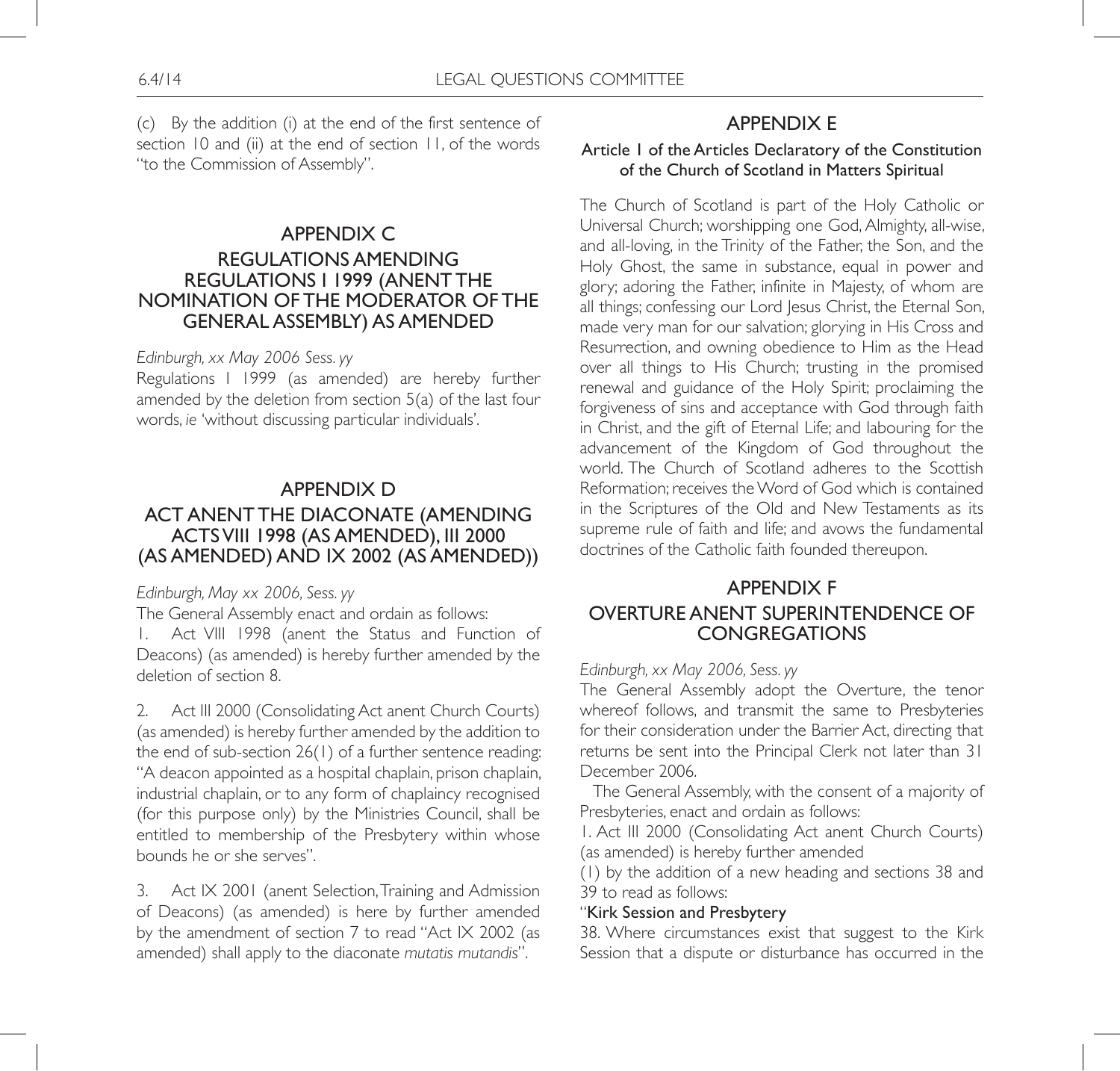(c) By the addition (i) at the end of the first sentence of section 10 and (ii) at the end of section 11, of the words "to the Commission of Assembly".

## APPENDIX C
## REGULATIONS AMENDING REGULATIONS I 1999 (ANENT THE NOMINATION OF THE MODERATOR OF THE GENERAL ASSEMBLY) AS AMENDED

*Edinburgh, xx May 2006 Sess. yy*

Regulations I 1999 (as amended) are hereby further amended by the deletion from section 5(a) of the last four words, *ie* 'without discussing particular individuals'.

## APPENDIX D
## ACT ANENT THE DIACONATE (AMENDING ACTS VIII 1998 (AS AMENDED), III 2000 (AS AMENDED) AND IX 2002 (AS AMENDED))

*Edinburgh, May xx 2006, Sess. yy*

The General Assembly enact and ordain as follows:

1. Act VIII 1998 (anent the Status and Function of Deacons) (as amended) is hereby further amended by the deletion of section 8.

2. Act III 2000 (Consolidating Act anent Church Courts) (as amended) is hereby further amended by the addition to the end of sub-section 26(1) of a further sentence reading: "A deacon appointed as a hospital chaplain, prison chaplain, industrial chaplain, or to any form of chaplaincy recognised (for this purpose only) by the Ministries Council, shall be entitled to membership of the Presbytery within whose bounds he or she serves".

3. Act IX 2001 (anent Selection, Training and Admission of Deacons) (as amended) is here by further amended by the amendment of section 7 to read "Act IX 2002 (as amended) shall apply to the diaconate *mutatis mutandis*".

## APPENDIX E
### Article 1 of the Articles Declaratory of the Constitution of the Church of Scotland in Matters Spiritual

The Church of Scotland is part of the Holy Catholic or Universal Church; worshipping one God, Almighty, all-wise, and all-loving, in the Trinity of the Father, the Son, and the Holy Ghost, the same in substance, equal in power and glory; adoring the Father, infinite in Majesty, of whom are all things; confessing our Lord Jesus Christ, the Eternal Son, made very man for our salvation; glorying in His Cross and Resurrection, and owning obedience to Him as the Head over all things to His Church; trusting in the promised renewal and guidance of the Holy Spirit; proclaiming the forgiveness of sins and acceptance with God through faith in Christ, and the gift of Eternal Life; and labouring for the advancement of the Kingdom of God throughout the world. The Church of Scotland adheres to the Scottish Reformation; receives the Word of God which is contained in the Scriptures of the Old and New Testaments as its supreme rule of faith and life; and avows the fundamental doctrines of the Catholic faith founded thereupon.

## APPENDIX F
## OVERTURE ANENT SUPERINTENDENCE OF CONGREGATIONS

*Edinburgh, xx May 2006, Sess. yy*

The General Assembly adopt the Overture, the tenor whereof follows, and transmit the same to Presbyteries for their consideration under the Barrier Act, directing that returns be sent into the Principal Clerk not later than 31 December 2006.

The General Assembly, with the consent of a majority of Presbyteries, enact and ordain as follows:

1. Act III 2000 (Consolidating Act anent Church Courts) (as amended) is hereby further amended

(1) by the addition of a new heading and sections 38 and 39 to read as follows:

"**Kirk Session and Presbytery**

38. Where circumstances exist that suggest to the Kirk Session that a dispute or disturbance has occurred in the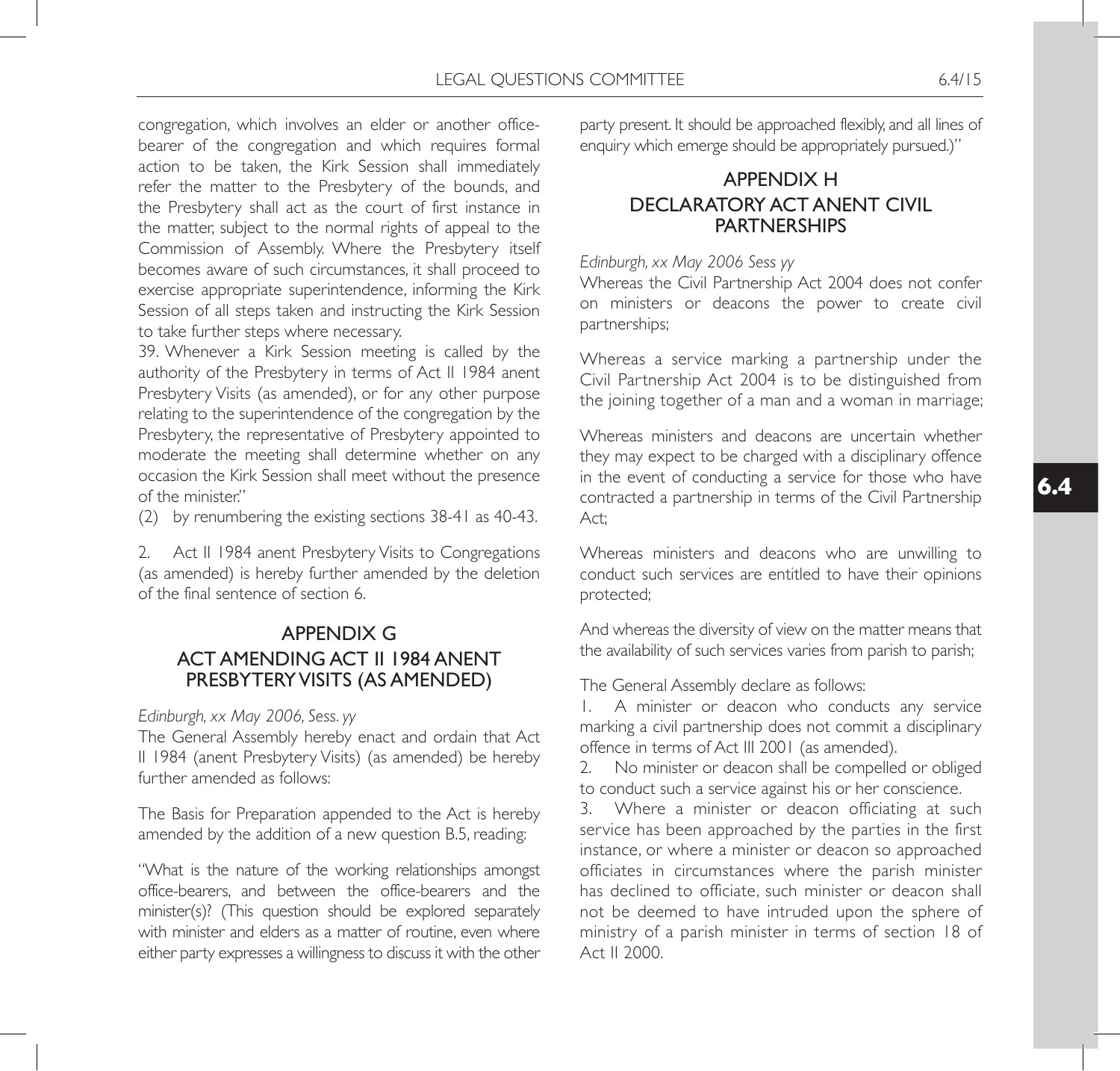congregation, which involves an elder or another office-bearer of the congregation and which requires formal action to be taken, the Kirk Session shall immediately refer the matter to the Presbytery of the bounds, and the Presbytery shall act as the court of first instance in the matter, subject to the normal rights of appeal to the Commission of Assembly. Where the Presbytery itself becomes aware of such circumstances, it shall proceed to exercise appropriate superintendence, informing the Kirk Session of all steps taken and instructing the Kirk Session to take further steps where necessary.

39. Whenever a Kirk Session meeting is called by the authority of the Presbytery in terms of Act II 1984 anent Presbytery Visits (as amended), or for any other purpose relating to the superintendence of the congregation by the Presbytery, the representative of Presbytery appointed to moderate the meeting shall determine whether on any occasion the Kirk Session shall meet without the presence of the minister."

(2) by renumbering the existing sections 38-41 as 40-43.

2. Act II 1984 anent Presbytery Visits to Congregations (as amended) is hereby further amended by the deletion of the final sentence of section 6.

## APPENDIX G
## ACT AMENDING ACT II 1984 ANENT PRESBYTERY VISITS (AS AMENDED)

*Edinburgh, xx May 2006, Sess. yy*

The General Assembly hereby enact and ordain that Act II 1984 (anent Presbytery Visits) (as amended) be hereby further amended as follows:

The Basis for Preparation appended to the Act is hereby amended by the addition of a new question B.5, reading:

"What is the nature of the working relationships amongst office-bearers, and between the office-bearers and the minister(s)? (This question should be explored separately with minister and elders as a matter of routine, even where either party expresses a willingness to discuss it with the other party present. It should be approached flexibly, and all lines of enquiry which emerge should be appropriately pursued.)"

## APPENDIX H
## DECLARATORY ACT ANENT CIVIL PARTNERSHIPS

*Edinburgh, xx May 2006 Sess yy*

Whereas the Civil Partnership Act 2004 does not confer on ministers or deacons the power to create civil partnerships;

Whereas a service marking a partnership under the Civil Partnership Act 2004 is to be distinguished from the joining together of a man and a woman in marriage;

Whereas ministers and deacons are uncertain whether they may expect to be charged with a disciplinary offence in the event of conducting a service for those who have contracted a partnership in terms of the Civil Partnership Act;

Whereas ministers and deacons who are unwilling to conduct such services are entitled to have their opinions protected;

And whereas the diversity of view on the matter means that the availability of such services varies from parish to parish;

The General Assembly declare as follows:

1. A minister or deacon who conducts any service marking a civil partnership does not commit a disciplinary offence in terms of Act III 2001 (as amended).
2. No minister or deacon shall be compelled or obliged to conduct such a service against his or her conscience.
3. Where a minister or deacon officiating at such service has been approached by the parties in the first instance, or where a minister or deacon so approached officiates in circumstances where the parish minister has declined to officiate, such minister or deacon shall not be deemed to have intruded upon the sphere of ministry of a parish minister in terms of section 18 of Act II 2000.